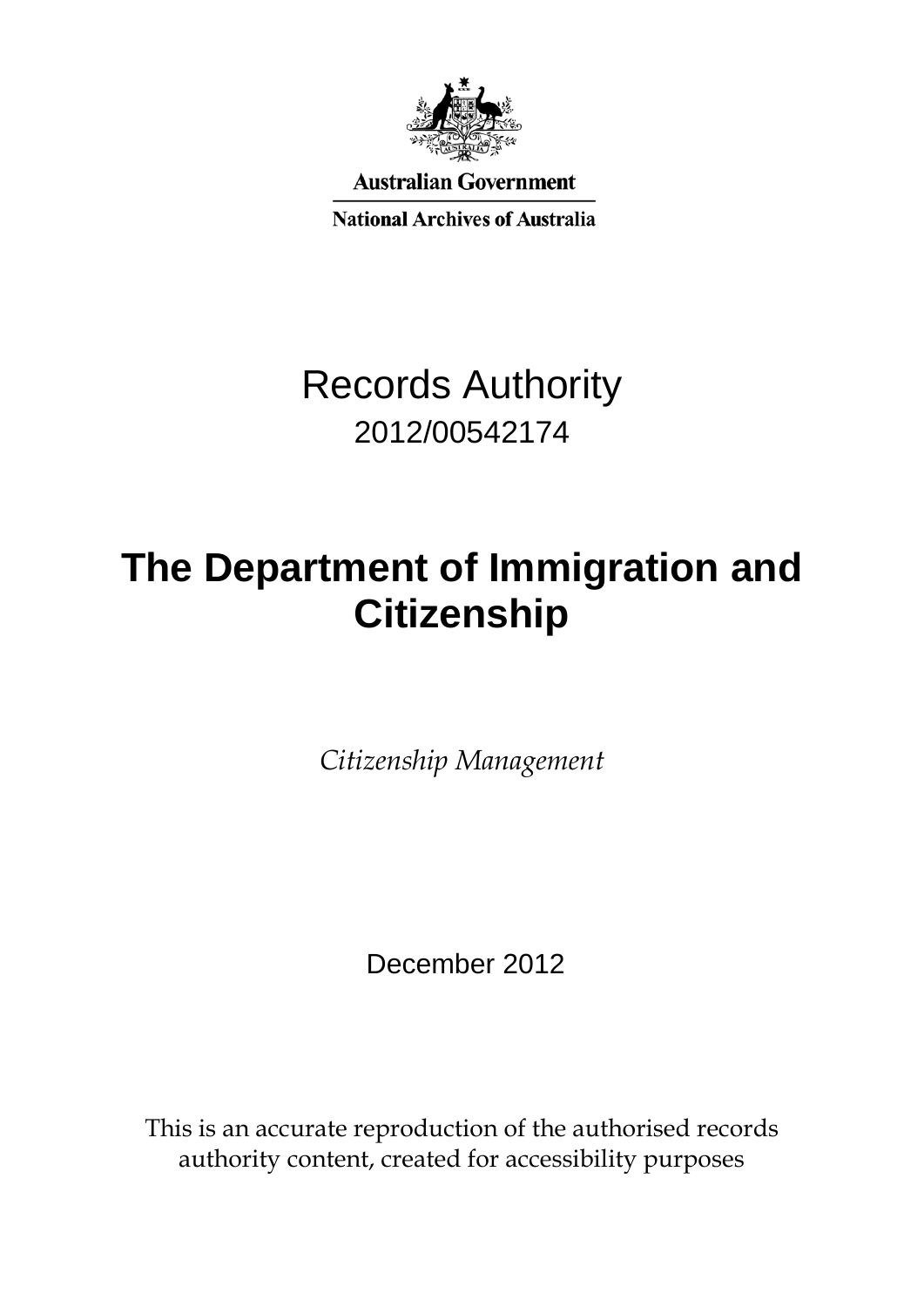Australian Government

National Archives of Australia

# Records Authority

2012/00542174

# The Department of Immigration and Citizenship

*Citizenship Management*

December 2012

This is an accurate reproduction of the authorised records authority content, created for accessibility purposes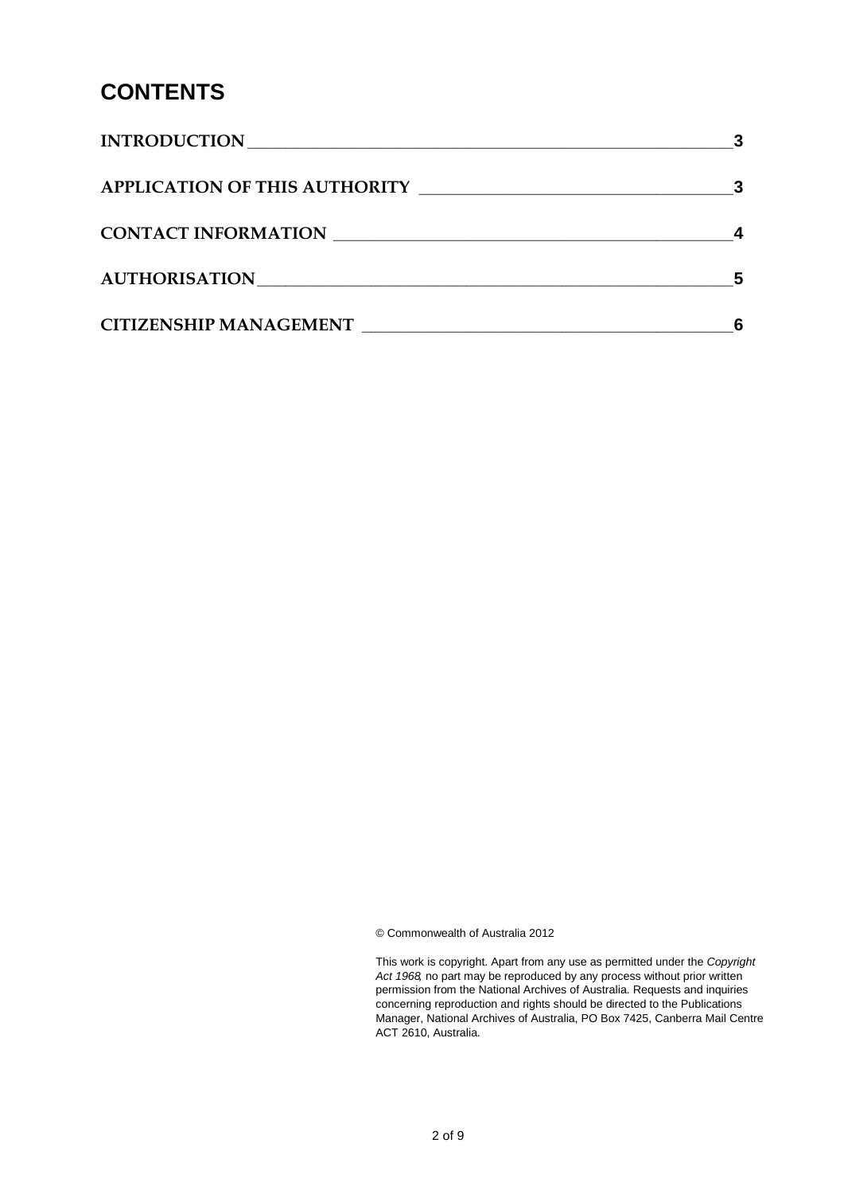# CONTENTS

| | |
|---|---|
| INTRODUCTION | 3 |
| APPLICATION OF THIS AUTHORITY | 3 |
| CONTACT INFORMATION | 4 |
| AUTHORISATION | 5 |
| CITIZENSHIP MANAGEMENT | 6 |

© Commonwealth of Australia 2012

This work is copyright. Apart from any use as permitted under the *Copyright Act 1968*, no part may be reproduced by any process without prior written permission from the National Archives of Australia. Requests and inquiries concerning reproduction and rights should be directed to the Publications Manager, National Archives of Australia, PO Box 7425, Canberra Mail Centre ACT 2610, Australia.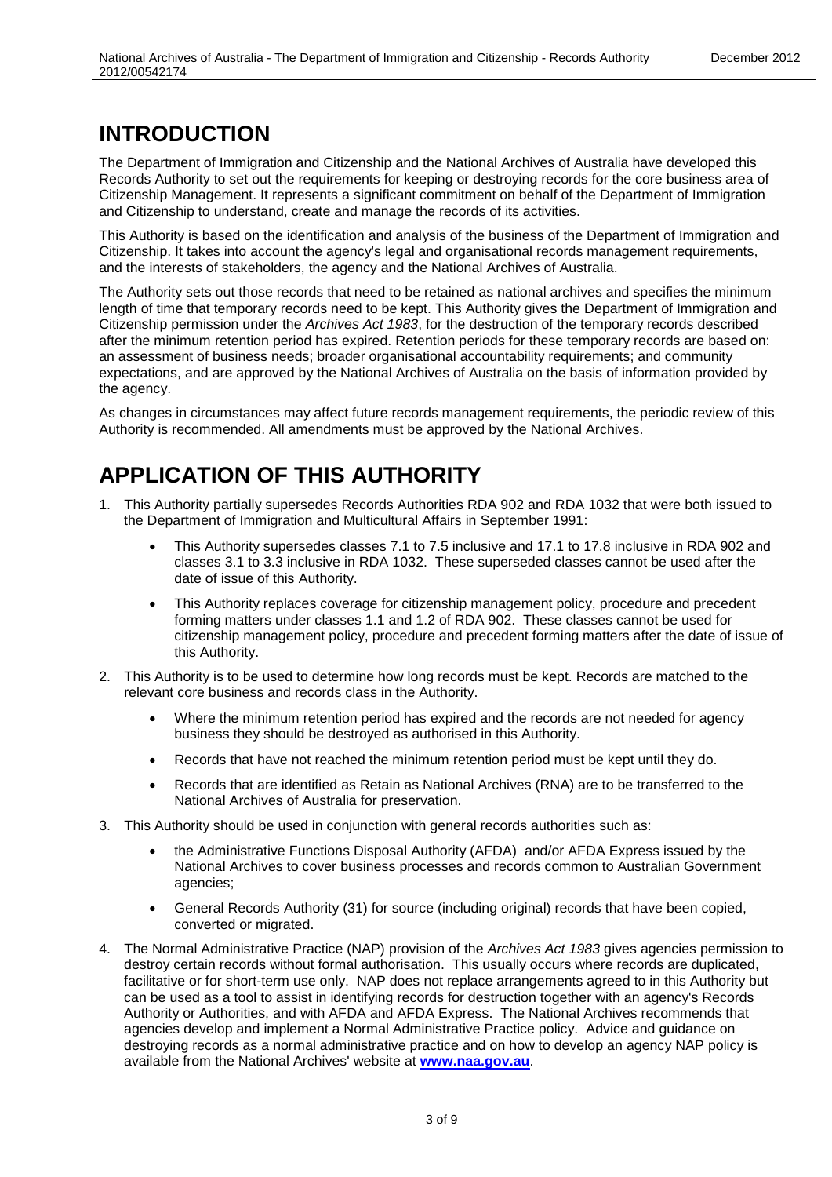# INTRODUCTION

The Department of Immigration and Citizenship and the National Archives of Australia have developed this Records Authority to set out the requirements for keeping or destroying records for the core business area of Citizenship Management. It represents a significant commitment on behalf of the Department of Immigration and Citizenship to understand, create and manage the records of its activities.

This Authority is based on the identification and analysis of the business of the Department of Immigration and Citizenship. It takes into account the agency's legal and organisational records management requirements, and the interests of stakeholders, the agency and the National Archives of Australia.

The Authority sets out those records that need to be retained as national archives and specifies the minimum length of time that temporary records need to be kept. This Authority gives the Department of Immigration and Citizenship permission under the *Archives Act 1983*, for the destruction of the temporary records described after the minimum retention period has expired. Retention periods for these temporary records are based on: an assessment of business needs; broader organisational accountability requirements; and community expectations, and are approved by the National Archives of Australia on the basis of information provided by the agency.

As changes in circumstances may affect future records management requirements, the periodic review of this Authority is recommended. All amendments must be approved by the National Archives.

# APPLICATION OF THIS AUTHORITY

1. This Authority partially supersedes Records Authorities RDA 902 and RDA 1032 that were both issued to the Department of Immigration and Multicultural Affairs in September 1991:
   - This Authority supersedes classes 7.1 to 7.5 inclusive and 17.1 to 17.8 inclusive in RDA 902 and classes 3.1 to 3.3 inclusive in RDA 1032. These superseded classes cannot be used after the date of issue of this Authority.
   - This Authority replaces coverage for citizenship management policy, procedure and precedent forming matters under classes 1.1 and 1.2 of RDA 902. These classes cannot be used for citizenship management policy, procedure and precedent forming matters after the date of issue of this Authority.
2. This Authority is to be used to determine how long records must be kept. Records are matched to the relevant core business and records class in the Authority.
   - Where the minimum retention period has expired and the records are not needed for agency business they should be destroyed as authorised in this Authority.
   - Records that have not reached the minimum retention period must be kept until they do.
   - Records that are identified as Retain as National Archives (RNA) are to be transferred to the National Archives of Australia for preservation.
3. This Authority should be used in conjunction with general records authorities such as:
   - the Administrative Functions Disposal Authority (AFDA) and/or AFDA Express issued by the National Archives to cover business processes and records common to Australian Government agencies;
   - General Records Authority (31) for source (including original) records that have been copied, converted or migrated.
4. The Normal Administrative Practice (NAP) provision of the *Archives Act 1983* gives agencies permission to destroy certain records without formal authorisation. This usually occurs where records are duplicated, facilitative or for short-term use only. NAP does not replace arrangements agreed to in this Authority but can be used as a tool to assist in identifying records for destruction together with an agency's Records Authority or Authorities, and with AFDA and AFDA Express. The National Archives recommends that agencies develop and implement a Normal Administrative Practice policy. Advice and guidance on destroying records as a normal administrative practice and on how to develop an agency NAP policy is available from the National Archives' website at **[www.naa.gov.au](http://www.naa.gov.au)**.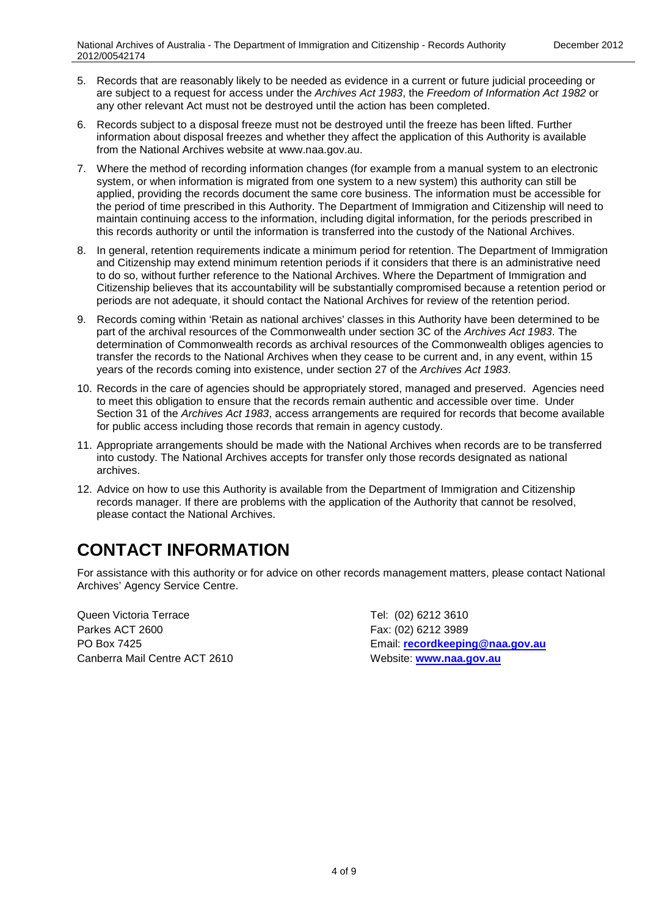5. Records that are reasonably likely to be needed as evidence in a current or future judicial proceeding or are subject to a request for access under the *Archives Act 1983*, the *Freedom of Information Act 1982* or any other relevant Act must not be destroyed until the action has been completed.
6. Records subject to a disposal freeze must not be destroyed until the freeze has been lifted. Further information about disposal freezes and whether they affect the application of this Authority is available from the National Archives website at www.naa.gov.au.
7. Where the method of recording information changes (for example from a manual system to an electronic system, or when information is migrated from one system to a new system) this authority can still be applied, providing the records document the same core business. The information must be accessible for the period of time prescribed in this Authority. The Department of Immigration and Citizenship will need to maintain continuing access to the information, including digital information, for the periods prescribed in this records authority or until the information is transferred into the custody of the National Archives.
8. In general, retention requirements indicate a minimum period for retention. The Department of Immigration and Citizenship may extend minimum retention periods if it considers that there is an administrative need to do so, without further reference to the National Archives. Where the Department of Immigration and Citizenship believes that its accountability will be substantially compromised because a retention period or periods are not adequate, it should contact the National Archives for review of the retention period.
9. Records coming within 'Retain as national archives' classes in this Authority have been determined to be part of the archival resources of the Commonwealth under section 3C of the *Archives Act 1983*. The determination of Commonwealth records as archival resources of the Commonwealth obliges agencies to transfer the records to the National Archives when they cease to be current and, in any event, within 15 years of the records coming into existence, under section 27 of the *Archives Act 1983*.
10. Records in the care of agencies should be appropriately stored, managed and preserved. Agencies need to meet this obligation to ensure that the records remain authentic and accessible over time. Under Section 31 of the *Archives Act 1983*, access arrangements are required for records that become available for public access including those records that remain in agency custody.
11. Appropriate arrangements should be made with the National Archives when records are to be transferred into custody. The National Archives accepts for transfer only those records designated as national archives.
12. Advice on how to use this Authority is available from the Department of Immigration and Citizenship records manager. If there are problems with the application of the Authority that cannot be resolved, please contact the National Archives.

# CONTACT INFORMATION

For assistance with this authority or for advice on other records management matters, please contact National Archives' Agency Service Centre.

Queen Victoria Terrace
Parkes ACT 2600
PO Box 7425
Canberra Mail Centre ACT 2610

Tel: (02) 6212 3610
Fax: (02) 6212 3989
Email: **recordkeeping@naa.gov.au**
Website: **www.naa.gov.au**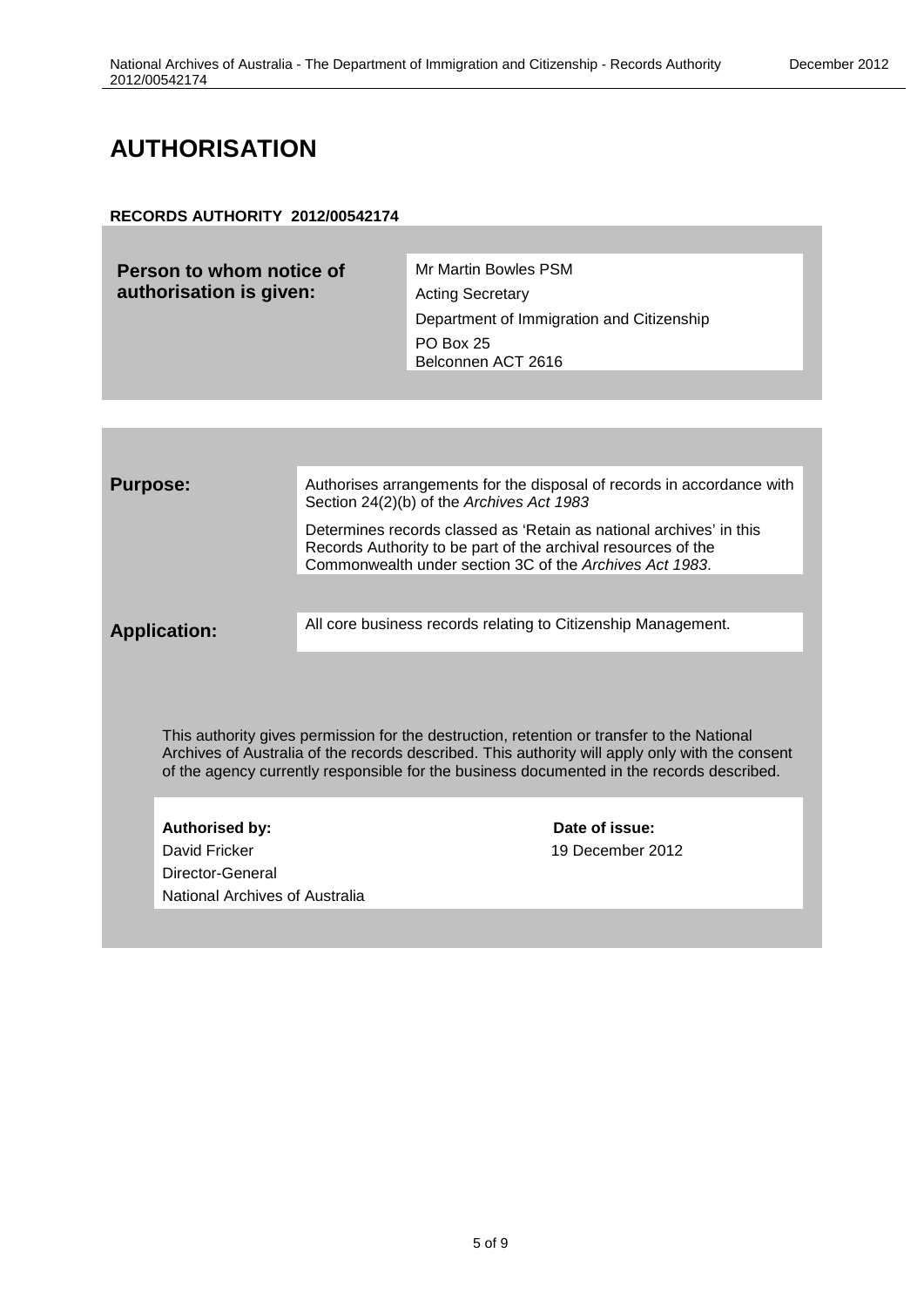# AUTHORISATION

**RECORDS AUTHORITY 2012/00542174**

| **Person to whom notice of authorisation is given:** | Mr Martin Bowles PSM<br>Acting Secretary<br>Department of Immigration and Citizenship<br>PO Box 25<br>Belconnen ACT 2616 |
|---|---|

| | |
|---|---|
| **Purpose:** | Authorises arrangements for the disposal of records in accordance with Section 24(2)(b) of the *Archives Act 1983*<br><br>Determines records classed as 'Retain as national archives' in this Records Authority to be part of the archival resources of the Commonwealth under section 3C of the *Archives Act 1983*. |
| **Application:** | All core business records relating to Citizenship Management. |

This authority gives permission for the destruction, retention or transfer to the National Archives of Australia of the records described. This authority will apply only with the consent of the agency currently responsible for the business documented in the records described.

| **Authorised by:** | **Date of issue:** |
|---|---|
| David Fricker<br>Director-General<br>National Archives of Australia | 19 December 2012 |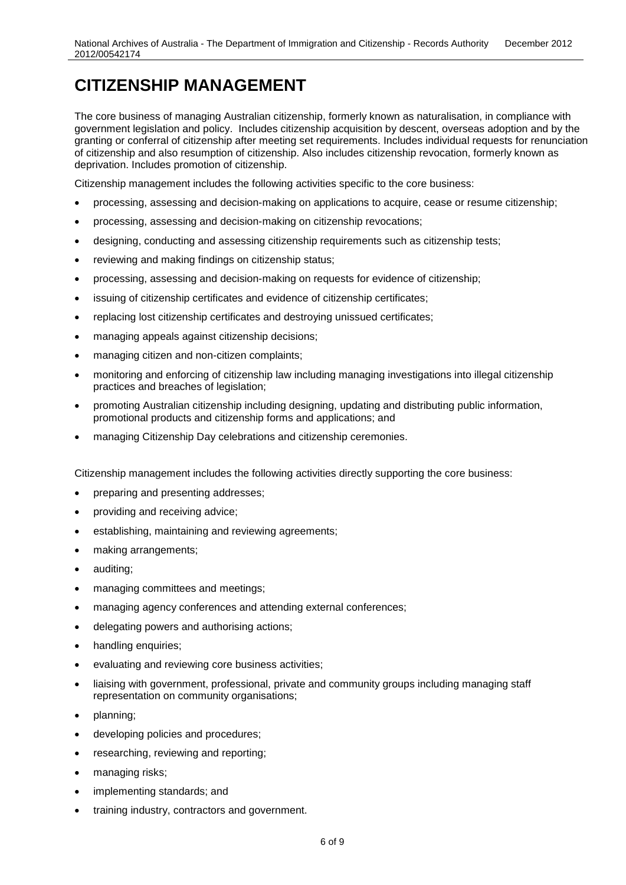# CITIZENSHIP MANAGEMENT

The core business of managing Australian citizenship, formerly known as naturalisation, in compliance with government legislation and policy. Includes citizenship acquisition by descent, overseas adoption and by the granting or conferral of citizenship after meeting set requirements. Includes individual requests for renunciation of citizenship and also resumption of citizenship. Also includes citizenship revocation, formerly known as deprivation. Includes promotion of citizenship.

Citizenship management includes the following activities specific to the core business:

- processing, assessing and decision-making on applications to acquire, cease or resume citizenship;
- processing, assessing and decision-making on citizenship revocations;
- designing, conducting and assessing citizenship requirements such as citizenship tests;
- reviewing and making findings on citizenship status;
- processing, assessing and decision-making on requests for evidence of citizenship;
- issuing of citizenship certificates and evidence of citizenship certificates;
- replacing lost citizenship certificates and destroying unissued certificates;
- managing appeals against citizenship decisions;
- managing citizen and non-citizen complaints;
- monitoring and enforcing of citizenship law including managing investigations into illegal citizenship practices and breaches of legislation;
- promoting Australian citizenship including designing, updating and distributing public information, promotional products and citizenship forms and applications; and
- managing Citizenship Day celebrations and citizenship ceremonies.

Citizenship management includes the following activities directly supporting the core business:

- preparing and presenting addresses;
- providing and receiving advice;
- establishing, maintaining and reviewing agreements;
- making arrangements;
- auditing;
- managing committees and meetings;
- managing agency conferences and attending external conferences;
- delegating powers and authorising actions;
- handling enquiries;
- evaluating and reviewing core business activities;
- liaising with government, professional, private and community groups including managing staff representation on community organisations;
- planning;
- developing policies and procedures;
- researching, reviewing and reporting;
- managing risks;
- implementing standards; and
- training industry, contractors and government.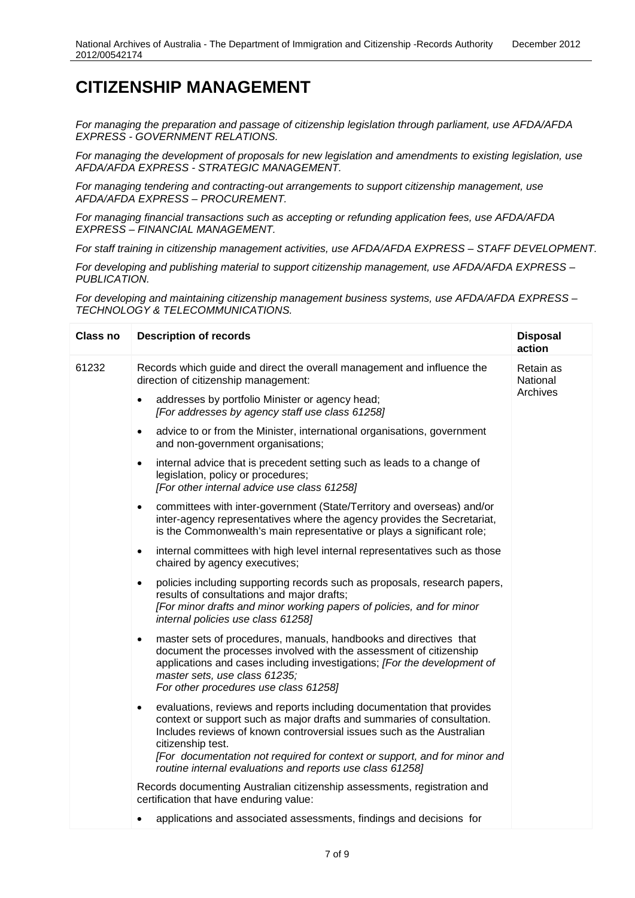# CITIZENSHIP MANAGEMENT

*For managing the preparation and passage of citizenship legislation through parliament, use AFDA/AFDA EXPRESS - GOVERNMENT RELATIONS.*

*For managing the development of proposals for new legislation and amendments to existing legislation, use AFDA/AFDA EXPRESS - STRATEGIC MANAGEMENT.*

*For managing tendering and contracting-out arrangements to support citizenship management, use AFDA/AFDA EXPRESS – PROCUREMENT.*

*For managing financial transactions such as accepting or refunding application fees, use AFDA/AFDA EXPRESS – FINANCIAL MANAGEMENT.*

*For staff training in citizenship management activities, use AFDA/AFDA EXPRESS – STAFF DEVELOPMENT.*

*For developing and publishing material to support citizenship management, use AFDA/AFDA EXPRESS – PUBLICATION.*

*For developing and maintaining citizenship management business systems, use AFDA/AFDA EXPRESS – TECHNOLOGY & TELECOMMUNICATIONS.*

| Class no | Description of records | Disposal action |
|---|---|---|
| 61232 | Records which guide and direct the overall management and influence the direction of citizenship management:<br>• addresses by portfolio Minister or agency head; *[For addresses by agency staff use class 61258]*<br>• advice to or from the Minister, international organisations, government and non-government organisations;<br>• internal advice that is precedent setting such as leads to a change of legislation, policy or procedures; *[For other internal advice use class 61258]*<br>• committees with inter-government (State/Territory and overseas) and/or inter-agency representatives where the agency provides the Secretariat, is the Commonwealth's main representative or plays a significant role;<br>• internal committees with high level internal representatives such as those chaired by agency executives;<br>• policies including supporting records such as proposals, research papers, results of consultations and major drafts; *[For minor drafts and minor working papers of policies, and for minor internal policies use class 61258]*<br>• master sets of procedures, manuals, handbooks and directives that document the processes involved with the assessment of citizenship applications and cases including investigations; *[For the development of master sets, use class 61235; For other procedures use class 61258]*<br>• evaluations, reviews and reports including documentation that provides context or support such as major drafts and summaries of consultation. Includes reviews of known controversial issues such as the Australian citizenship test. *[For documentation not required for context or support, and for minor and routine internal evaluations and reports use class 61258]*<br><br>Records documenting Australian citizenship assessments, registration and certification that have enduring value:<br>• applications and associated assessments, findings and decisions for | Retain as National Archives |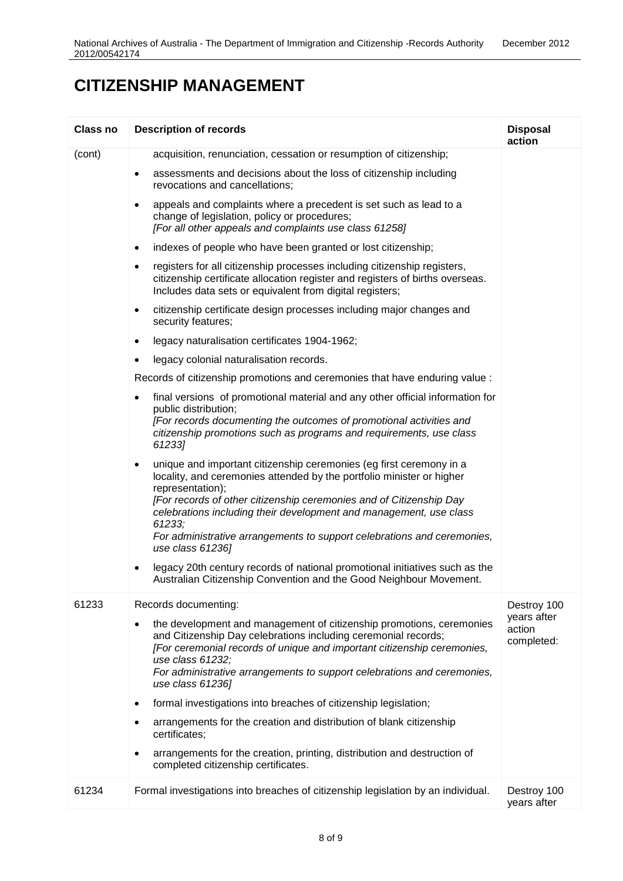# CITIZENSHIP MANAGEMENT

| Class no | Description of records | Disposal action |
|---|---|---|
| (cont) | acquisition, renunciation, cessation or resumption of citizenship;<br>• assessments and decisions about the loss of citizenship including revocations and cancellations;<br>• appeals and complaints where a precedent is set such as lead to a change of legislation, policy or procedures;<br>*[For all other appeals and complaints use class 61258]*<br>• indexes of people who have been granted or lost citizenship;<br>• registers for all citizenship processes including citizenship registers, citizenship certificate allocation register and registers of births overseas. Includes data sets or equivalent from digital registers;<br>• citizenship certificate design processes including major changes and security features;<br>• legacy naturalisation certificates 1904-1962;<br>• legacy colonial naturalisation records.<br>Records of citizenship promotions and ceremonies that have enduring value :<br>• final versions of promotional material and any other official information for public distribution;<br>*[For records documenting the outcomes of promotional activities and citizenship promotions such as programs and requirements, use class 61233]*<br>• unique and important citizenship ceremonies (eg first ceremony in a locality, and ceremonies attended by the portfolio minister or higher representation);<br>*[For records of other citizenship ceremonies and of Citizenship Day celebrations including their development and management, use class 61233;*<br>*For administrative arrangements to support celebrations and ceremonies, use class 61236]*<br>• legacy 20th century records of national promotional initiatives such as the Australian Citizenship Convention and the Good Neighbour Movement. | |
| 61233 | Records documenting:<br>• the development and management of citizenship promotions, ceremonies and Citizenship Day celebrations including ceremonial records;<br>*[For ceremonial records of unique and important citizenship ceremonies, use class 61232;*<br>*For administrative arrangements to support celebrations and ceremonies, use class 61236]*<br>• formal investigations into breaches of citizenship legislation;<br>• arrangements for the creation and distribution of blank citizenship certificates;<br>• arrangements for the creation, printing, distribution and destruction of completed citizenship certificates. | Destroy 100 years after action completed: |
| 61234 | Formal investigations into breaches of citizenship legislation by an individual. | Destroy 100 years after |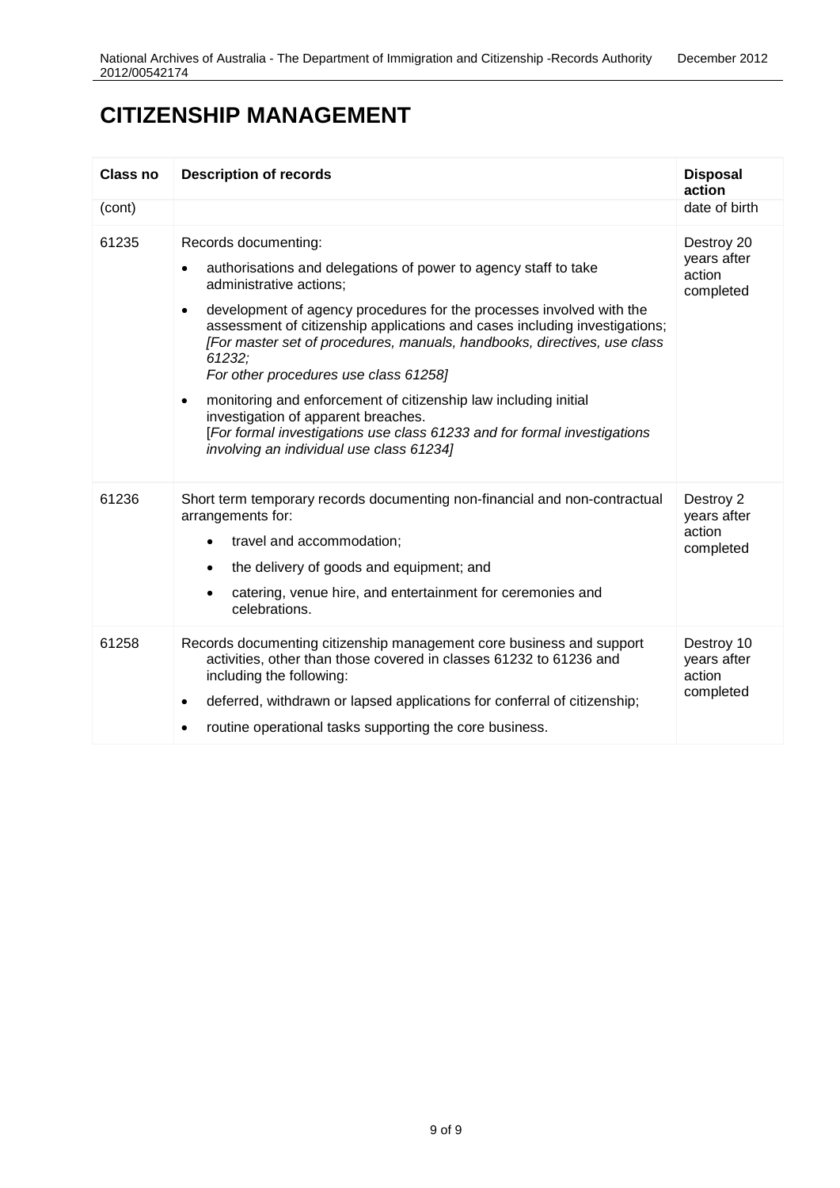# CITIZENSHIP MANAGEMENT

| Class no | Description of records | Disposal action |
|---|---|---|
| (cont) | | date of birth |
| 61235 | Records documenting:<br>• authorisations and delegations of power to agency staff to take administrative actions;<br>• development of agency procedures for the processes involved with the assessment of citizenship applications and cases including investigations; *[For master set of procedures, manuals, handbooks, directives, use class 61232; For other procedures use class 61258]*<br>• monitoring and enforcement of citizenship law including initial investigation of apparent breaches. [*For formal investigations use class 61233 and for formal investigations involving an individual use class 61234]* | Destroy 20 years after action completed |
| 61236 | Short term temporary records documenting non-financial and non-contractual arrangements for:<br>• travel and accommodation;<br>• the delivery of goods and equipment; and<br>• catering, venue hire, and entertainment for ceremonies and celebrations. | Destroy 2 years after action completed |
| 61258 | Records documenting citizenship management core business and support activities, other than those covered in classes 61232 to 61236 and including the following:<br>• deferred, withdrawn or lapsed applications for conferral of citizenship;<br>• routine operational tasks supporting the core business. | Destroy 10 years after action completed |